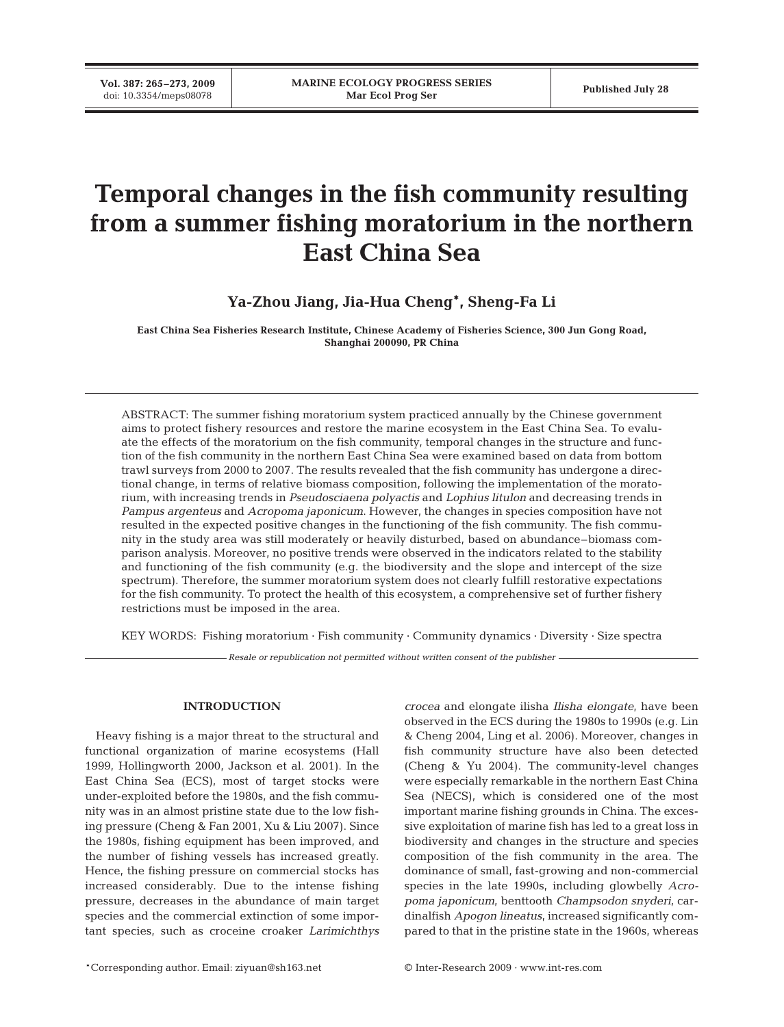# Temporal changes in the fish community resulting from a summer fishing moratorium in the northern East China Sea

**Ya-Zhou Jiang, Jia-Hua Cheng*, Sheng-Fa Li**

**East China Sea Fisheries Research Institute, Chinese Academy of Fisheries Science, 300 Jun Gong Road, Shanghai 200090, PR China**

ABSTRACT: The summer fishing moratorium system practiced annually by the Chinese government aims to protect fishery resources and restore the marine ecosystem in the East China Sea. To evaluate the effects of the moratorium on the fish community, temporal changes in the structure and function of the fish community in the northern East China Sea were examined based on data from bottom trawl surveys from 2000 to 2007. The results revealed that the fish community has undergone a directional change, in terms of relative biomass composition, following the implementation of the moratorium, with increasing trends in *Pseudosciaena polyactis* and *Lophius litulon* and decreasing trends in *Pampus argenteus* and *Acropoma japonicum*. However, the changes in species composition have not resulted in the expected positive changes in the functioning of the fish community. The fish community in the study area was still moderately or heavily disturbed, based on abundance–biomass comparison analysis. Moreover, no positive trends were observed in the indicators related to the stability and functioning of the fish community (e.g. the biodiversity and the slope and intercept of the size spectrum). Therefore, the summer moratorium system does not clearly fulfill restorative expectations for the fish community. To protect the health of this ecosystem, a comprehensive set of further fishery restrictions must be imposed in the area.

KEY WORDS: Fishing moratorium · Fish community · Community dynamics · Diversity · Size spectra

*Resale or republication not permitted without written consent of the publisher*

## INTRODUCTION

Heavy fishing is a major threat to the structural and functional organization of marine ecosystems (Hall 1999, Hollingworth 2000, Jackson et al. 2001). In the East China Sea (ECS), most of target stocks were under-exploited before the 1980s, and the fish community was in an almost pristine state due to the low fishing pressure (Cheng & Fan 2001, Xu & Liu 2007). Since the 1980s, fishing equipment has been improved, and the number of fishing vessels has increased greatly. Hence, the fishing pressure on commercial stocks has increased considerably. Due to the intense fishing pressure, decreases in the abundance of main target species and the commercial extinction of some important species, such as croceine croaker *Larimichthys crocea* and elongate ilisha *Ilisha elongate*, have been observed in the ECS during the 1980s to 1990s (e.g. Lin & Cheng 2004, Ling et al. 2006). Moreover, changes in fish community structure have also been detected (Cheng & Yu 2004). The community-level changes were especially remarkable in the northern East China Sea (NECS), which is considered one of the most important marine fishing grounds in China. The excessive exploitation of marine fish has led to a great loss in biodiversity and changes in the structure and species composition of the fish community in the area. The dominance of small, fast-growing and non-commercial species in the late 1990s, including glowbelly *Acropoma japonicum*, benttooth *Champsodon snyderi*, cardinalfish *Apogon lineatus*, increased significantly compared to that in the pristine state in the 1960s, whereas

*Corresponding author. Email: ziyuan@sh163.net

© Inter-Research 2009 · www.int-res.com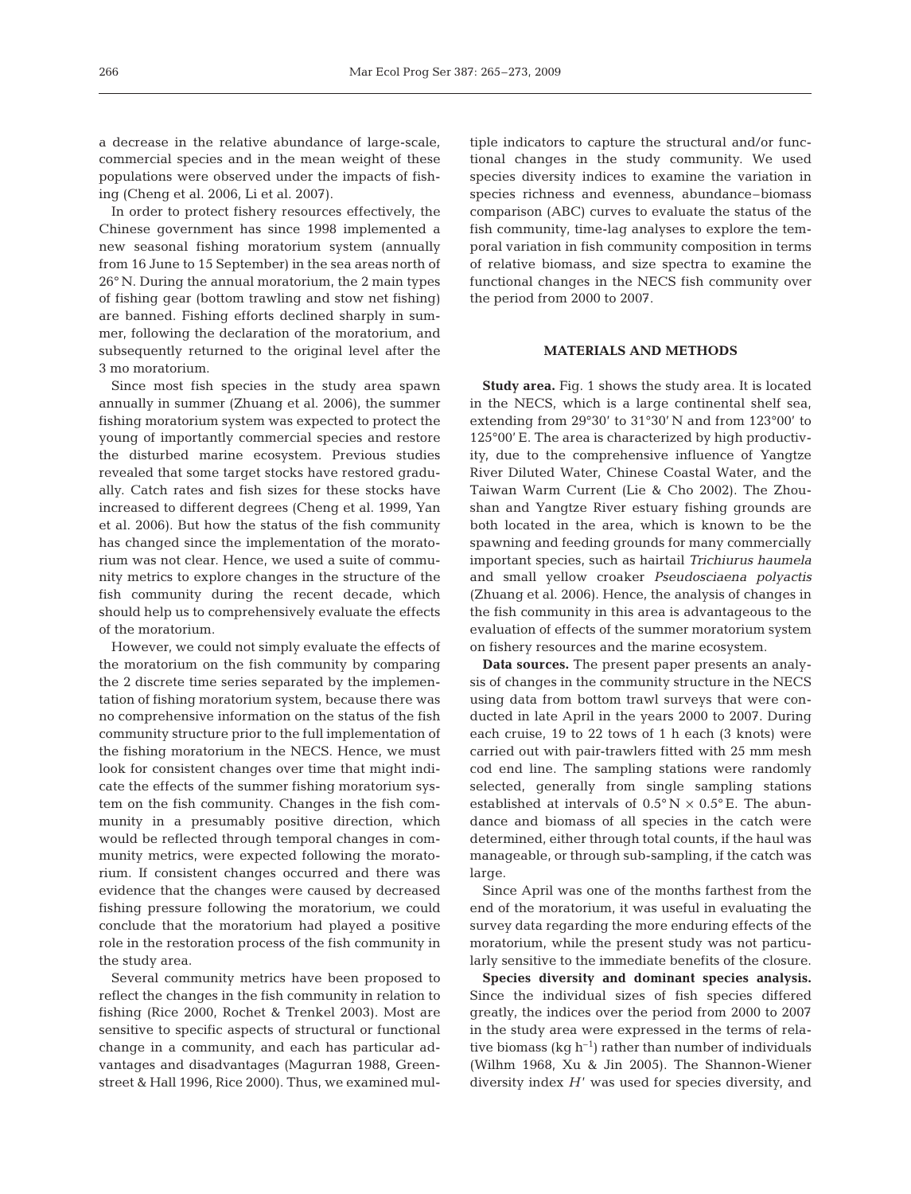a decrease in the relative abundance of large-scale, commercial species and in the mean weight of these populations were observed under the impacts of fishing (Cheng et al. 2006, Li et al. 2007).

In order to protect fishery resources effectively, the Chinese government has since 1998 implemented a new seasonal fishing moratorium system (annually from 16 June to 15 September) in the sea areas north of 26° N. During the annual moratorium, the 2 main types of fishing gear (bottom trawling and stow net fishing) are banned. Fishing efforts declined sharply in summer, following the declaration of the moratorium, and subsequently returned to the original level after the 3 mo moratorium.

Since most fish species in the study area spawn annually in summer (Zhuang et al. 2006), the summer fishing moratorium system was expected to protect the young of importantly commercial species and restore the disturbed marine ecosystem. Previous studies revealed that some target stocks have restored gradually. Catch rates and fish sizes for these stocks have increased to different degrees (Cheng et al. 1999, Yan et al. 2006). But how the status of the fish community has changed since the implementation of the moratorium was not clear. Hence, we used a suite of community metrics to explore changes in the structure of the fish community during the recent decade, which should help us to comprehensively evaluate the effects of the moratorium.

However, we could not simply evaluate the effects of the moratorium on the fish community by comparing the 2 discrete time series separated by the implementation of fishing moratorium system, because there was no comprehensive information on the status of the fish community structure prior to the full implementation of the fishing moratorium in the NECS. Hence, we must look for consistent changes over time that might indicate the effects of the summer fishing moratorium system on the fish community. Changes in the fish community in a presumably positive direction, which would be reflected through temporal changes in community metrics, were expected following the moratorium. If consistent changes occurred and there was evidence that the changes were caused by decreased fishing pressure following the moratorium, we could conclude that the moratorium had played a positive role in the restoration process of the fish community in the study area.

Several community metrics have been proposed to reflect the changes in the fish community in relation to fishing (Rice 2000, Rochet & Trenkel 2003). Most are sensitive to specific aspects of structural or functional change in a community, and each has particular advantages and disadvantages (Magurran 1988, Greenstreet & Hall 1996, Rice 2000). Thus, we examined multiple indicators to capture the structural and/or functional changes in the study community. We used species diversity indices to examine the variation in species richness and evenness, abundance–biomass comparison (ABC) curves to evaluate the status of the fish community, time-lag analyses to explore the temporal variation in fish community composition in terms of relative biomass, and size spectra to examine the functional changes in the NECS fish community over the period from 2000 to 2007.

## MATERIALS AND METHODS

**Study area.** Fig. 1 shows the study area. It is located in the NECS, which is a large continental shelf sea, extending from 29°30′ to 31°30′ N and from 123°00′ to 125°00′ E. The area is characterized by high productivity, due to the comprehensive influence of Yangtze River Diluted Water, Chinese Coastal Water, and the Taiwan Warm Current (Lie & Cho 2002). The Zhoushan and Yangtze River estuary fishing grounds are both located in the area, which is known to be the spawning and feeding grounds for many commercially important species, such as hairtail *Trichiurus haumela* and small yellow croaker *Pseudosciaena polyactis* (Zhuang et al. 2006). Hence, the analysis of changes in the fish community in this area is advantageous to the evaluation of effects of the summer moratorium system on fishery resources and the marine ecosystem.

**Data sources.** The present paper presents an analysis of changes in the community structure in the NECS using data from bottom trawl surveys that were conducted in late April in the years 2000 to 2007. During each cruise, 19 to 22 tows of 1 h each (3 knots) were carried out with pair-trawlers fitted with 25 mm mesh cod end line. The sampling stations were randomly selected, generally from single sampling stations established at intervals of 0.5° N × 0.5° E. The abundance and biomass of all species in the catch were determined, either through total counts, if the haul was manageable, or through sub-sampling, if the catch was large.

Since April was one of the months farthest from the end of the moratorium, it was useful in evaluating the survey data regarding the more enduring effects of the moratorium, while the present study was not particularly sensitive to the immediate benefits of the closure.

**Species diversity and dominant species analysis.** Since the individual sizes of fish species differed greatly, the indices over the period from 2000 to 2007 in the study area were expressed in the terms of relative biomass (kg $h^{-1}$) rather than number of individuals (Wilhm 1968, Xu & Jin 2005). The Shannon-Wiener diversity index $H'$ was used for species diversity, and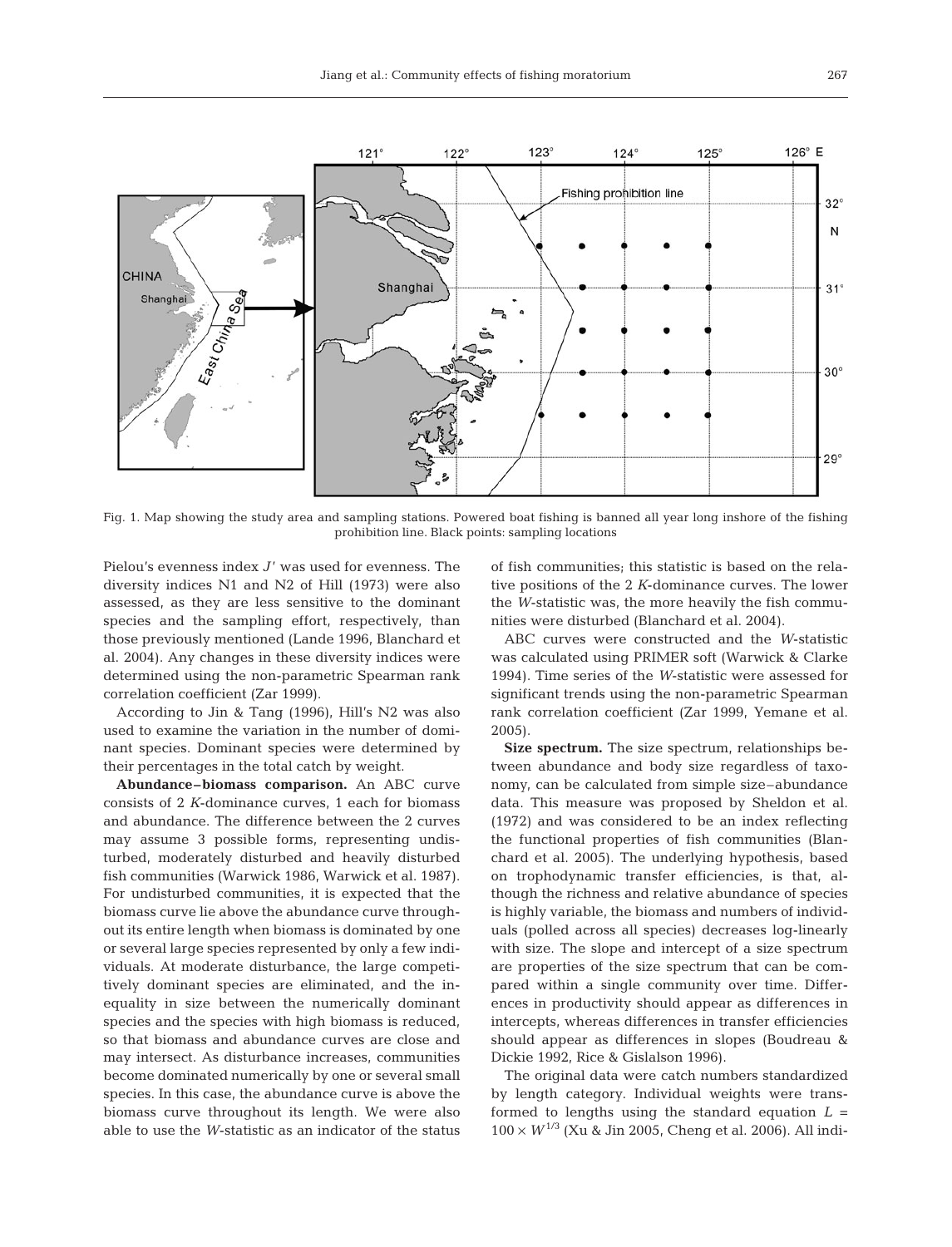Fig. 1. Map showing the study area and sampling stations. Powered boat fishing is banned all year long inshore of the fishing prohibition line. Black points: sampling locations

Pielou's evenness index $J'$ was used for evenness. The diversity indices N1 and N2 of Hill (1973) were also assessed, as they are less sensitive to the dominant species and the sampling effort, respectively, than those previously mentioned (Lande 1996, Blanchard et al. 2004). Any changes in these diversity indices were determined using the non-parametric Spearman rank correlation coefficient (Zar 1999).

According to Jin & Tang (1996), Hill's N2 was also used to examine the variation in the number of dominant species. Dominant species were determined by their percentages in the total catch by weight.

**Abundance–biomass comparison.** An ABC curve consists of 2 *K*-dominance curves, 1 each for biomass and abundance. The difference between the 2 curves may assume 3 possible forms, representing undisturbed, moderately disturbed and heavily disturbed fish communities (Warwick 1986, Warwick et al. 1987). For undisturbed communities, it is expected that the biomass curve lie above the abundance curve throughout its entire length when biomass is dominated by one or several large species represented by only a few individuals. At moderate disturbance, the large competitively dominant species are eliminated, and the inequality in size between the numerically dominant species and the species with high biomass is reduced, so that biomass and abundance curves are close and may intersect. As disturbance increases, communities become dominated numerically by one or several small species. In this case, the abundance curve is above the biomass curve throughout its length. We were also able to use the *W*-statistic as an indicator of the status of fish communities; this statistic is based on the relative positions of the 2 *K*-dominance curves. The lower the *W*-statistic was, the more heavily the fish communities were disturbed (Blanchard et al. 2004).

ABC curves were constructed and the *W*-statistic was calculated using PRIMER soft (Warwick & Clarke 1994). Time series of the *W*-statistic were assessed for significant trends using the non-parametric Spearman rank correlation coefficient (Zar 1999, Yemane et al. 2005).

**Size spectrum.** The size spectrum, relationships between abundance and body size regardless of taxonomy, can be calculated from simple size–abundance data. This measure was proposed by Sheldon et al. (1972) and was considered to be an index reflecting the functional properties of fish communities (Blanchard et al. 2005). The underlying hypothesis, based on trophodynamic transfer efficiencies, is that, although the richness and relative abundance of species is highly variable, the biomass and numbers of individuals (polled across all species) decreases log-linearly with size. The slope and intercept of a size spectrum are properties of the size spectrum that can be compared within a single community over time. Differences in productivity should appear as differences in intercepts, whereas differences in transfer efficiencies should appear as differences in slopes (Boudreau & Dickie 1992, Rice & Gislalson 1996).

The original data were catch numbers standardized by length category. Individual weights were transformed to lengths using the standard equation $L = 100 \times W^{1/3}$ (Xu & Jin 2005, Cheng et al. 2006). All indi-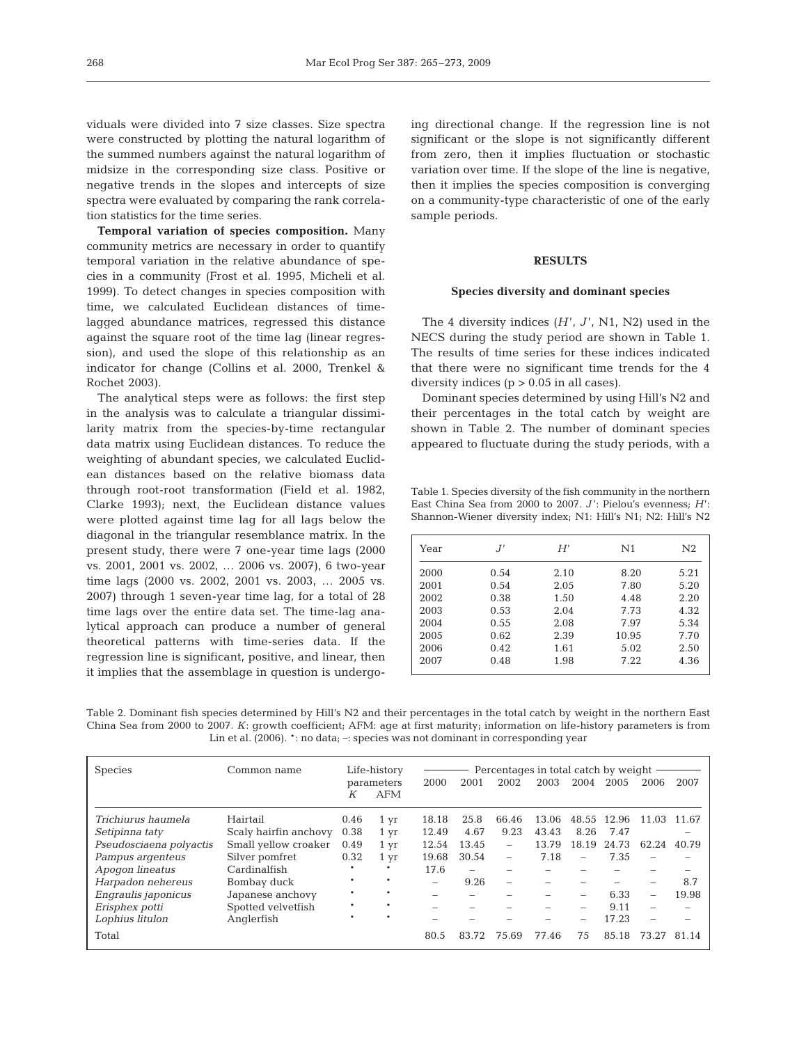viduals were divided into 7 size classes. Size spectra were constructed by plotting the natural logarithm of the summed numbers against the natural logarithm of midsize in the corresponding size class. Positive or negative trends in the slopes and intercepts of size spectra were evaluated by comparing the rank correlation statistics for the time series.

**Temporal variation of species composition.** Many community metrics are necessary in order to quantify temporal variation in the relative abundance of species in a community (Frost et al. 1995, Micheli et al. 1999). To detect changes in species composition with time, we calculated Euclidean distances of time-lagged abundance matrices, regressed this distance against the square root of the time lag (linear regression), and used the slope of this relationship as an indicator for change (Collins et al. 2000, Trenkel & Rochet 2003).

The analytical steps were as follows: the first step in the analysis was to calculate a triangular dissimilarity matrix from the species-by-time rectangular data matrix using Euclidean distances. To reduce the weighting of abundant species, we calculated Euclidean distances based on the relative biomass data through root-root transformation (Field et al. 1982, Clarke 1993); next, the Euclidean distance values were plotted against time lag for all lags below the diagonal in the triangular resemblance matrix. In the present study, there were 7 one-year time lags (2000 vs. 2001, 2001 vs. 2002, … 2006 vs. 2007), 6 two-year time lags (2000 vs. 2002, 2001 vs. 2003, … 2005 vs. 2007) through 1 seven-year time lag, for a total of 28 time lags over the entire data set. The time-lag analytical approach can produce a number of general theoretical patterns with time-series data. If the regression line is significant, positive, and linear, then it implies that the assemblage in question is undergoing directional change. If the regression line is not significant or the slope is not significantly different from zero, then it implies fluctuation or stochastic variation over time. If the slope of the line is negative, then it implies the species composition is converging on a community-type characteristic of one of the early sample periods.

## RESULTS

### Species diversity and dominant species

The 4 diversity indices ($H'$, $J'$, N1, N2) used in the NECS during the study period are shown in Table 1. The results of time series for these indices indicated that there were no significant time trends for the 4 diversity indices ($p > 0.05$ in all cases).

Dominant species determined by using Hill's N2 and their percentages in the total catch by weight are shown in Table 2. The number of dominant species appeared to fluctuate during the study periods, with a

Table 1. Species diversity of the fish community in the northern East China Sea from 2000 to 2007. $J'$: Pielou's evenness; $H'$: Shannon-Wiener diversity index; N1: Hill's N1; N2: Hill's N2

| Year | $J'$ | $H'$ | N1 | N2 |
|---|---|---|---|---|
| 2000 | 0.54 | 2.10 | 8.20 | 5.21 |
| 2001 | 0.54 | 2.05 | 7.80 | 5.20 |
| 2002 | 0.38 | 1.50 | 4.48 | 2.20 |
| 2003 | 0.53 | 2.04 | 7.73 | 4.32 |
| 2004 | 0.55 | 2.08 | 7.97 | 5.34 |
| 2005 | 0.62 | 2.39 | 10.95 | 7.70 |
| 2006 | 0.42 | 1.61 | 5.02 | 2.50 |
| 2007 | 0.48 | 1.98 | 7.22 | 4.36 |

Table 2. Dominant fish species determined by Hill's N2 and their percentages in the total catch by weight in the northern East China Sea from 2000 to 2007. *K*: growth coefficient; AFM: age at first maturity; information on life-history parameters is from Lin et al. (2006). *: no data; –: species was not dominant in corresponding year

| Species | Common name | Life-history parameters | | Percentages in total catch by weight | | | | | | | |
|---|---|---|---|---|---|---|---|---|---|---|---|
| | | *K* | AFM | 2000 | 2001 | 2002 | 2003 | 2004 | 2005 | 2006 | 2007 |
| *Trichiurus haumela* | Hairtail | 0.46 | 1 yr | 18.18 | 25.8 | 66.46 | 13.06 | 48.55 | 12.96 | 11.03 | 11.67 |
| *Setipinna taty* | Scaly hairfin anchovy | 0.38 | 1 yr | 12.49 | 4.67 | 9.23 | 43.43 | 8.26 | 7.47 | | – |
| *Pseudosciaena polyactis* | Small yellow croaker | 0.49 | 1 yr | 12.54 | 13.45 | – | 13.79 | 18.19 | 24.73 | 62.24 | 40.79 |
| *Pampus argenteus* | Silver pomfret | 0.32 | 1 yr | 19.68 | 30.54 | – | 7.18 | – | 7.35 | – | – |
| *Apogon lineatus* | Cardinalfish | * | * | 17.6 | – | – | – | – | – | – | – |
| *Harpadon nehereus* | Bombay duck | * | * | – | 9.26 | – | – | – | – | – | 8.7 |
| *Engraulis japonicus* | Japanese anchovy | * | * | – | – | – | – | – | 6.33 | – | 19.98 |
| *Erisphex potti* | Spotted velvetfish | * | * | – | – | – | – | – | 9.11 | – | – |
| *Lophius litulon* | Anglerfish | * | * | – | – | – | – | – | 17.23 | – | – |
| Total | | | | 80.5 | 83.72 | 75.69 | 77.46 | 75 | 85.18 | 73.27 | 81.14 |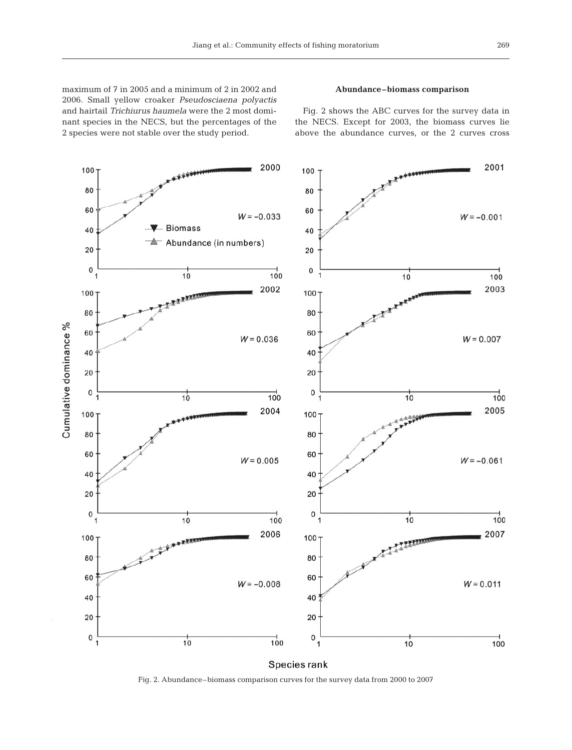maximum of 7 in 2005 and a minimum of 2 in 2002 and 2006. Small yellow croaker *Pseudosciaena polyactis* and hairtail *Trichiurus haumela* were the 2 most dominant species in the NECS, but the percentages of the 2 species were not stable over the study period.

### Abundance–biomass comparison

Fig. 2 shows the ABC curves for the survey data in the NECS. Except for 2003, the biomass curves lie above the abundance curves, or the 2 curves cross

Fig. 2. Abundance–biomass comparison curves for the survey data from 2000 to 2007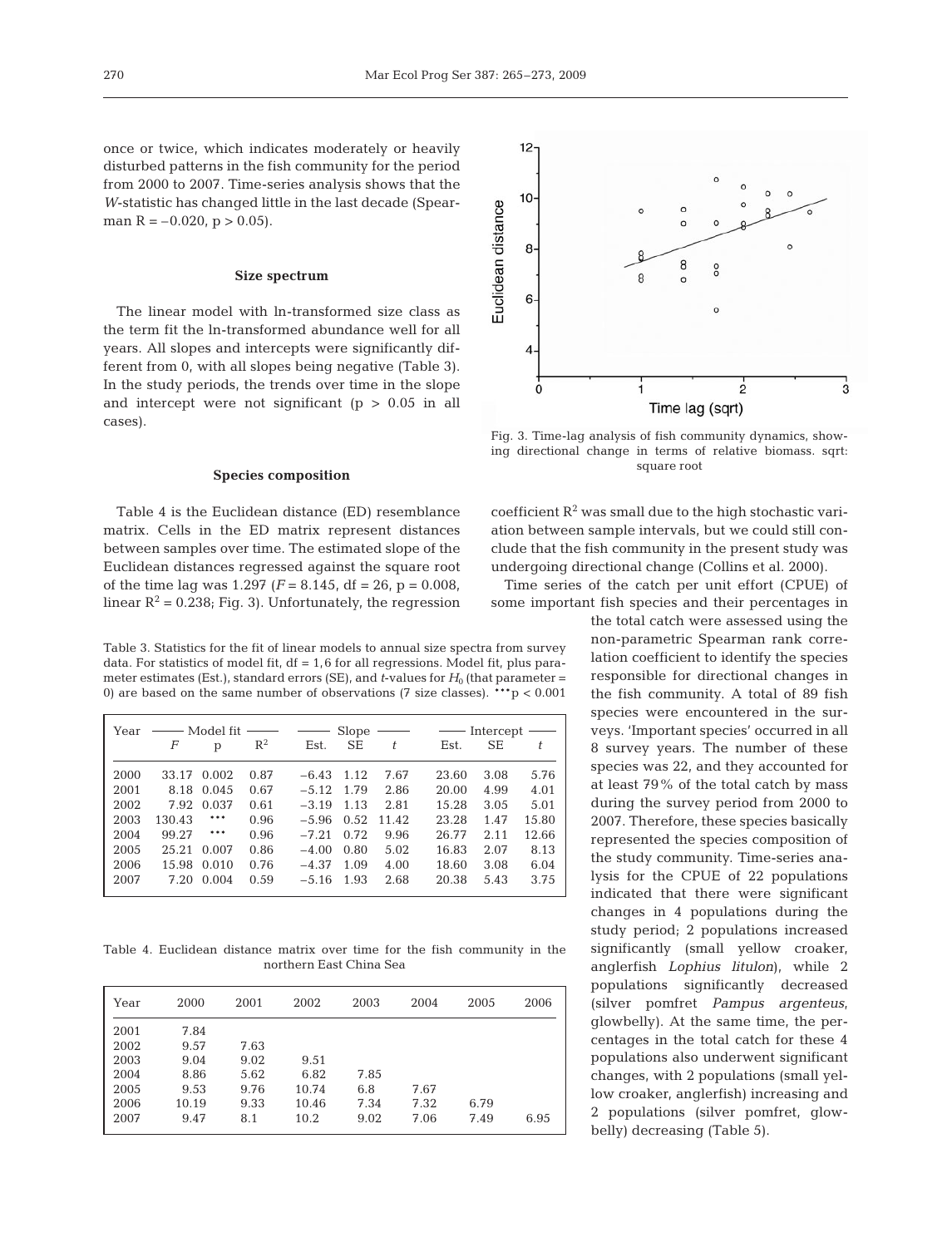once or twice, which indicates moderately or heavily disturbed patterns in the fish community for the period from 2000 to 2007. Time-series analysis shows that the *W*-statistic has changed little in the last decade (Spearman R = –0.020, $p > 0.05$).

### Size spectrum

The linear model with ln-transformed size class as the term fit the ln-transformed abundance well for all years. All slopes and intercepts were significantly different from 0, with all slopes being negative (Table 3). In the study periods, the trends over time in the slope and intercept were not significant ($p > 0.05$ in all cases).

### Species composition

Table 4 is the Euclidean distance (ED) resemblance matrix. Cells in the ED matrix represent distances between samples over time. The estimated slope of the Euclidean distances regressed against the square root of the time lag was 1.297 ($F = 8.145$, df = 26, $p = 0.008$, linear $R^2 = 0.238$; Fig. 3). Unfortunately, the regression coefficient $R^2$ was small due to the high stochastic variation between sample intervals, but we could still conclude that the fish community in the present study was undergoing directional change (Collins et al. 2000).

Fig. 3. Time-lag analysis of fish community dynamics, showing directional change in terms of relative biomass. sqrt: square root

Time series of the catch per unit effort (CPUE) of some important fish species and their percentages in the total catch were assessed using the non-parametric Spearman rank correlation coefficient to identify the species responsible for directional changes in the fish community. A total of 89 fish species were encountered in the surveys. 'Important species' occurred in all 8 survey years. The number of these species was 22, and they accounted for at least 79% of the total catch by mass during the survey period from 2000 to 2007. Therefore, these species basically represented the species composition of the study community. Time-series analysis for the CPUE of 22 populations indicated that there were significant changes in 4 populations during the study period; 2 populations increased significantly (small yellow croaker, anglerfish *Lophius litulon*), while 2 populations significantly decreased (silver pomfret *Pampus argenteus*, glowbelly). At the same time, the percentages in the total catch for these 4 populations also underwent significant changes, with 2 populations (small yellow croaker, anglerfish) increasing and 2 populations (silver pomfret, glowbelly) decreasing (Table 5).

Table 3. Statistics for the fit of linear models to annual size spectra from survey data. For statistics of model fit, df = 1,6 for all regressions. Model fit, plus parameter estimates (Est.), standard errors (SE), and *t*-values for $H_0$ (that parameter = 0) are based on the same number of observations (7 size classes). ***$p < 0.001$

| Year | Model fit | | | Slope | | | Intercept | | |
|---|---|---|---|---|---|---|---|---|---|
| | *F* | p | $R^2$ | Est. | SE | *t* | Est. | SE | *t* |
| 2000 | 33.17 | 0.002 | 0.87 | −6.43 | 1.12 | 7.67 | 23.60 | 3.08 | 5.76 |
| 2001 | 8.18 | 0.045 | 0.67 | −5.12 | 1.79 | 2.86 | 20.00 | 4.99 | 4.01 |
| 2002 | 7.92 | 0.037 | 0.61 | −3.19 | 1.13 | 2.81 | 15.28 | 3.05 | 5.01 |
| 2003 | 130.43 | *** | 0.96 | −5.96 | 0.52 | 11.42 | 23.28 | 1.47 | 15.80 |
| 2004 | 99.27 | *** | 0.96 | −7.21 | 0.72 | 9.96 | 26.77 | 2.11 | 12.66 |
| 2005 | 25.21 | 0.007 | 0.86 | −4.00 | 0.80 | 5.02 | 16.83 | 2.07 | 8.13 |
| 2006 | 15.98 | 0.010 | 0.76 | −4.37 | 1.09 | 4.00 | 18.60 | 3.08 | 6.04 |
| 2007 | 7.20 | 0.004 | 0.59 | −5.16 | 1.93 | 2.68 | 20.38 | 5.43 | 3.75 |

Table 4. Euclidean distance matrix over time for the fish community in the northern East China Sea

| Year | 2000 | 2001 | 2002 | 2003 | 2004 | 2005 | 2006 |
|---|---|---|---|---|---|---|---|
| 2001 | 7.84 | | | | | | |
| 2002 | 9.57 | 7.63 | | | | | |
| 2003 | 9.04 | 9.02 | 9.51 | | | | |
| 2004 | 8.86 | 5.62 | 6.82 | 7.85 | | | |
| 2005 | 9.53 | 9.76 | 10.74 | 6.8 | 7.67 | | |
| 2006 | 10.19 | 9.33 | 10.46 | 7.34 | 7.32 | 6.79 | |
| 2007 | 9.47 | 8.1 | 10.2 | 9.02 | 7.06 | 7.49 | 6.95 |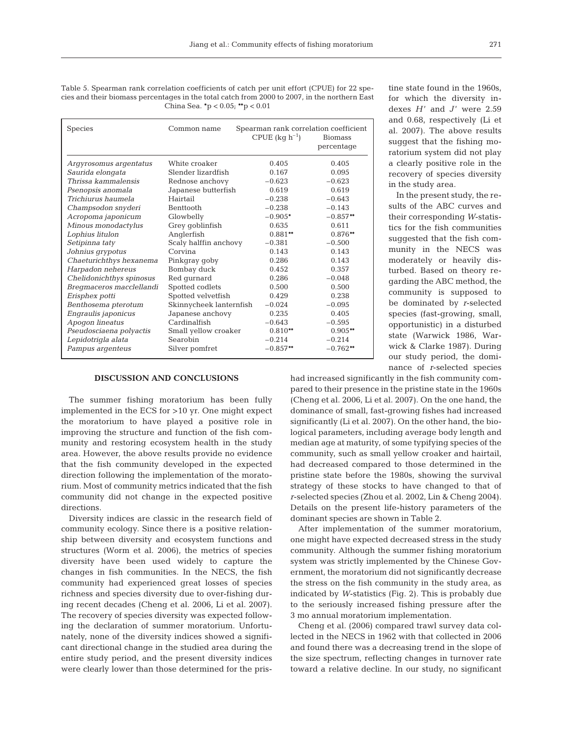Table 5. Spearman rank correlation coefficients of catch per unit effort (CPUE) for 22 species and their biomass percentages in the total catch from 2000 to 2007, in the northern East China Sea. *p < 0.05; **p < 0.01

| Species | Common name | Spearman rank correlation coefficient | |
|---|---|---|---|
| | | CPUE (kg $h^{-1}$) | Biomass percentage |
| *Argyrosomus argentatus* | White croaker | 0.405 | 0.405 |
| *Saurida elongata* | Slender lizardfish | 0.167 | 0.095 |
| *Thrissa kammalensis* | Rednose anchovy | −0.623 | −0.623 |
| *Psenopsis anomala* | Japanese butterfish | 0.619 | 0.619 |
| *Trichiurus haumela* | Hairtail | −0.238 | −0.643 |
| *Champsodon snyderi* | Benttooth | −0.238 | −0.143 |
| *Acropoma japonicum* | Glowbelly | −0.905* | −0.857** |
| *Minous monodactylus* | Grey goblinfish | 0.635 | 0.611 |
| *Lophius litulon* | Anglerfish | 0.881** | 0.876** |
| *Setipinna taty* | Scaly halffin anchovy | −0.381 | −0.500 |
| *Johnius grypotus* | Corvina | 0.143 | 0.143 |
| *Chaeturichthys hexanema* | Pinkgray goby | 0.286 | 0.143 |
| *Harpadon nehereus* | Bombay duck | 0.452 | 0.357 |
| *Chelidonichthys spinosus* | Red gurnard | 0.286 | −0.048 |
| *Bregmaceros macclellandi* | Spotted codlets | 0.500 | 0.500 |
| *Erisphex potti* | Spotted velvetfish | 0.429 | 0.238 |
| *Benthosema pterotum* | Skinnycheek lanternfish | −0.024 | −0.095 |
| *Engraulis japonicus* | Japanese anchovy | 0.235 | 0.405 |
| *Apogon lineatus* | Cardinalfish | −0.643 | −0.595 |
| *Pseudosciaena polyactis* | Small yellow croaker | 0.810** | 0.905** |
| *Lepidotrigla alata* | Searobin | −0.214 | −0.214 |
| *Pampus argenteus* | Silver pomfret | −0.857** | −0.762** |

## DISCUSSION AND CONCLUSIONS

The summer fishing moratorium has been fully implemented in the ECS for >10 yr. One might expect the moratorium to have played a positive role in improving the structure and function of the fish community and restoring ecosystem health in the study area. However, the above results provide no evidence that the fish community developed in the expected direction following the implementation of the moratorium. Most of community metrics indicated that the fish community did not change in the expected positive directions.

Diversity indices are classic in the research field of community ecology. Since there is a positive relationship between diversity and ecosystem functions and structures (Worm et al. 2006), the metrics of species diversity have been used widely to capture the changes in fish communities. In the NECS, the fish community had experienced great losses of species richness and species diversity due to over-fishing during recent decades (Cheng et al. 2006, Li et al. 2007). The recovery of species diversity was expected following the declaration of summer moratorium. Unfortunately, none of the diversity indices showed a significant directional change in the studied area during the entire study period, and the present diversity indices were clearly lower than those determined for the pristine state found in the 1960s, for which the diversity indexes $H'$ and $J'$ were 2.59 and 0.68, respectively (Li et al. 2007). The above results suggest that the fishing moratorium system did not play a clearly positive role in the recovery of species diversity in the study area.

In the present study, the results of the ABC curves and their corresponding $W$-statistics for the fish communities suggested that the fish community in the NECS was moderately or heavily disturbed. Based on theory regarding the ABC method, the community is supposed to be dominated by *r*-selected species (fast-growing, small, opportunistic) in a disturbed state (Warwick 1986, Warwick & Clarke 1987). During our study period, the dominance of *r*-selected species had increased significantly in the fish community compared to their presence in the pristine state in the 1960s (Cheng et al. 2006, Li et al. 2007). On the one hand, the dominance of small, fast-growing fishes had increased significantly (Li et al. 2007). On the other hand, the biological parameters, including average body length and median age at maturity, of some typifying species of the community, such as small yellow croaker and hairtail, had decreased compared to those determined in the pristine state before the 1980s, showing the survival strategy of these stocks to have changed to that of *r*-selected species (Zhou et al. 2002, Lin & Cheng 2004). Details on the present life-history parameters of the dominant species are shown in Table 2.

After implementation of the summer moratorium, one might have expected decreased stress in the study community. Although the summer fishing moratorium system was strictly implemented by the Chinese Government, the moratorium did not significantly decrease the stress on the fish community in the study area, as indicated by $W$-statistics (Fig. 2). This is probably due to the seriously increased fishing pressure after the 3 mo annual moratorium implementation.

Cheng et al. (2006) compared trawl survey data collected in the NECS in 1962 with that collected in 2006 and found there was a decreasing trend in the slope of the size spectrum, reflecting changes in turnover rate toward a relative decline. In our study, no significant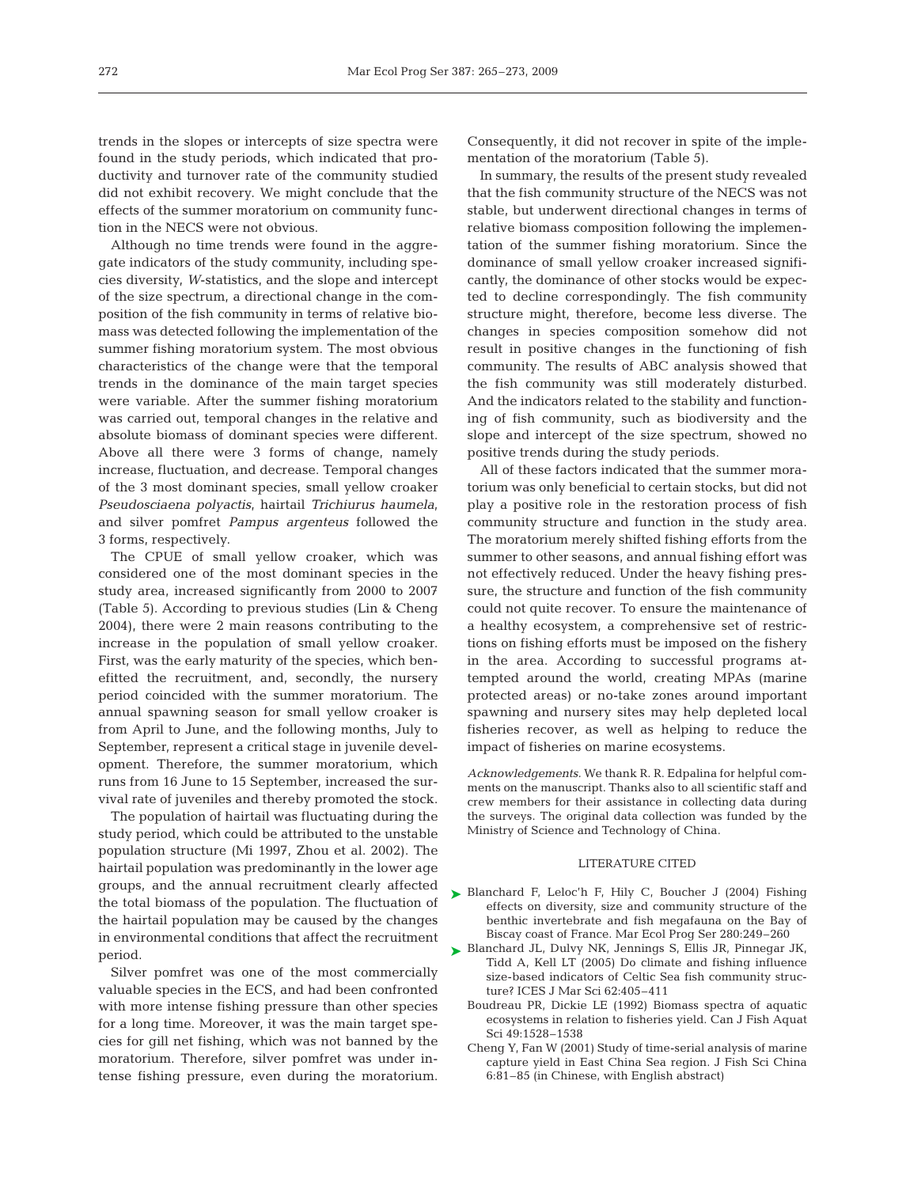trends in the slopes or intercepts of size spectra were found in the study periods, which indicated that productivity and turnover rate of the community studied did not exhibit recovery. We might conclude that the effects of the summer moratorium on community function in the NECS were not obvious.

Although no time trends were found in the aggregate indicators of the study community, including species diversity, *W*-statistics, and the slope and intercept of the size spectrum, a directional change in the composition of the fish community in terms of relative biomass was detected following the implementation of the summer fishing moratorium system. The most obvious characteristics of the change were that the temporal trends in the dominance of the main target species were variable. After the summer fishing moratorium was carried out, temporal changes in the relative and absolute biomass of dominant species were different. Above all there were 3 forms of change, namely increase, fluctuation, and decrease. Temporal changes of the 3 most dominant species, small yellow croaker *Pseudosciaena polyactis*, hairtail *Trichiurus haumela*, and silver pomfret *Pampus argenteus* followed the 3 forms, respectively.

The CPUE of small yellow croaker, which was considered one of the most dominant species in the study area, increased significantly from 2000 to 2007 (Table 5). According to previous studies (Lin & Cheng 2004), there were 2 main reasons contributing to the increase in the population of small yellow croaker. First, was the early maturity of the species, which benefitted the recruitment, and, secondly, the nursery period coincided with the summer moratorium. The annual spawning season for small yellow croaker is from April to June, and the following months, July to September, represent a critical stage in juvenile development. Therefore, the summer moratorium, which runs from 16 June to 15 September, increased the survival rate of juveniles and thereby promoted the stock.

The population of hairtail was fluctuating during the study period, which could be attributed to the unstable population structure (Mi 1997, Zhou et al. 2002). The hairtail population was predominantly in the lower age groups, and the annual recruitment clearly affected the total biomass of the population. The fluctuation of the hairtail population may be caused by the changes in environmental conditions that affect the recruitment period.

Silver pomfret was one of the most commercially valuable species in the ECS, and had been confronted with more intense fishing pressure than other species for a long time. Moreover, it was the main target species for gill net fishing, which was not banned by the moratorium. Therefore, silver pomfret was under intense fishing pressure, even during the moratorium. Consequently, it did not recover in spite of the implementation of the moratorium (Table 5).

In summary, the results of the present study revealed that the fish community structure of the NECS was not stable, but underwent directional changes in terms of relative biomass composition following the implementation of the summer fishing moratorium. Since the dominance of small yellow croaker increased significantly, the dominance of other stocks would be expected to decline correspondingly. The fish community structure might, therefore, become less diverse. The changes in species composition somehow did not result in positive changes in the functioning of fish community. The results of ABC analysis showed that the fish community was still moderately disturbed. And the indicators related to the stability and functioning of fish community, such as biodiversity and the slope and intercept of the size spectrum, showed no positive trends during the study periods.

All of these factors indicated that the summer moratorium was only beneficial to certain stocks, but did not play a positive role in the restoration process of fish community structure and function in the study area. The moratorium merely shifted fishing efforts from the summer to other seasons, and annual fishing effort was not effectively reduced. Under the heavy fishing pressure, the structure and function of the fish community could not quite recover. To ensure the maintenance of a healthy ecosystem, a comprehensive set of restrictions on fishing efforts must be imposed on the fishery in the area. According to successful programs attempted around the world, creating MPAs (marine protected areas) or no-take zones around important spawning and nursery sites may help depleted local fisheries recover, as well as helping to reduce the impact of fisheries on marine ecosystems.

*Acknowledgements.* We thank R. R. Edpalina for helpful comments on the manuscript. Thanks also to all scientific staff and crew members for their assistance in collecting data during the surveys. The original data collection was funded by the Ministry of Science and Technology of China.

## LITERATURE CITED

- Blanchard F, Leloc'h F, Hily C, Boucher J (2004) Fishing effects on diversity, size and community structure of the benthic invertebrate and fish megafauna on the Bay of Biscay coast of France. Mar Ecol Prog Ser 280:249–260
- Blanchard JL, Dulvy NK, Jennings S, Ellis JR, Pinnegar JK, Tidd A, Kell LT (2005) Do climate and fishing influence size-based indicators of Celtic Sea fish community structure? ICES J Mar Sci 62:405–411
- Boudreau PR, Dickie LE (1992) Biomass spectra of aquatic ecosystems in relation to fisheries yield. Can J Fish Aquat Sci 49:1528–1538
- Cheng Y, Fan W (2001) Study of time-serial analysis of marine capture yield in East China Sea region. J Fish Sci China 6:81–85 (in Chinese, with English abstract)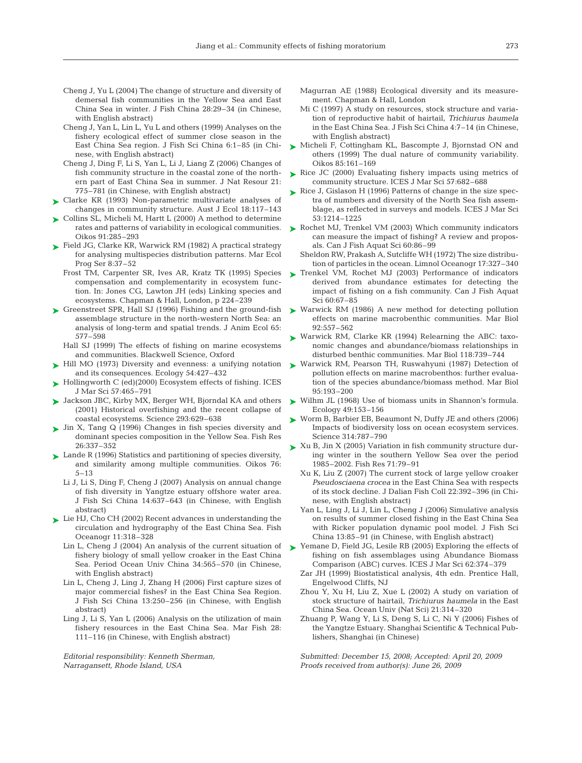Cheng J, Yu L (2004) The change of structure and diversity of demersal fish communities in the Yellow Sea and East China Sea in winter. J Fish China 28:29–34 (in Chinese, with English abstract)

Cheng J, Yan L, Lin L, Yu L and others (1999) Analyses on the fishery ecological effect of summer close season in the East China Sea region. J Fish Sci China 6:1–85 (in Chinese, with English abstract)

Cheng J, Ding F, Li S, Yan L, Li J, Liang Z (2006) Changes of fish community structure in the coastal zone of the northern part of East China Sea in summer. J Nat Resour 21: 775–781 (in Chinese, with English abstract)

Clarke KR (1993) Non-parametric multivariate analyses of changes in community structure. Aust J Ecol 18:117–143

Collins SL, Micheli M, Hartt L (2000) A method to determine rates and patterns of variability in ecological communities. Oikos 91:285–293

Field JG, Clarke KR, Warwick RM (1982) A practical strategy for analysing multispecies distribution patterns. Mar Ecol Prog Ser 8:37–52

Frost TM, Carpenter SR, Ives AR, Kratz TK (1995) Species compensation and complementarity in ecosystem function. In: Jones CG, Lawton JH (eds) Linking species and ecosystems. Chapman & Hall, London, p 224–239

Greenstreet SPR, Hall SJ (1996) Fishing and the ground-fish assemblage structure in the north-western North Sea: an analysis of long-term and spatial trends. J Anim Ecol 65: 577–598

Hall SJ (1999) The effects of fishing on marine ecosystems and communities. Blackwell Science, Oxford

Hill MO (1973) Diversity and evenness: a unifying notation and its consequences. Ecology 54:427–432

Hollingworth C (ed)(2000) Ecosystem effects of fishing. ICES J Mar Sci 57:465–791

Jackson JBC, Kirby MX, Berger WH, Bjorndal KA and others (2001) Historical overfishing and the recent collapse of coastal ecosystems. Science 293:629–638

Jin X, Tang Q (1996) Changes in fish species diversity and dominant species composition in the Yellow Sea. Fish Res 26:337–352

Lande R (1996) Statistics and partitioning of species diversity, and similarity among multiple communities. Oikos 76: 5–13

Li J, Li S, Ding F, Cheng J (2007) Analysis on annual change of fish diversity in Yangtze estuary offshore water area. J Fish Sci China 14:637–643 (in Chinese, with English abstract)

Lie HJ, Cho CH (2002) Recent advances in understanding the circulation and hydrography of the East China Sea. Fish Oceanogr 11:318–328

Lin L, Cheng J (2004) An analysis of the current situation of fishery biology of small yellow croaker in the East China Sea. Period Ocean Univ China 34:565–570 (in Chinese, with English abstract)

Lin L, Cheng J, Ling J, Zhang H (2006) First capture sizes of major commercial fishes? in the East China Sea Region. J Fish Sci China 13:250–256 (in Chinese, with English abstract)

Ling J, Li S, Yan L (2006) Analysis on the utilization of main fishery resources in the East China Sea. Mar Fish 28: 111–116 (in Chinese, with English abstract)

Magurran AE (1988) Ecological diversity and its measurement. Chapman & Hall, London

Mi C (1997) A study on resources, stock structure and variation of reproductive habit of hairtail, *Trichiurus haumela* in the East China Sea. J Fish Sci China 4:7–14 (in Chinese, with English abstract)

Micheli F, Cottingham KL, Bascompte J, Bjornstad ON and others (1999) The dual nature of community variability. Oikos 85:161–169

Rice JC (2000) Evaluating fishery impacts using metrics of community structure. ICES J Mar Sci 57:682–688

Rice J, Gislason H (1996) Patterns of change in the size spectra of numbers and diversity of the North Sea fish assemblage, as reflected in surveys and models. ICES J Mar Sci 53:1214–1225

Rochet MJ, Trenkel VM (2003) Which community indicators can measure the impact of fishing? A review and proposals. Can J Fish Aquat Sci 60:86–99

Sheldon RW, Prakash A, Sutcliffe WH (1972) The size distribution of particles in the ocean. Limnol Oceanogr 17:327–340

Trenkel VM, Rochet MJ (2003) Performance of indicators derived from abundance estimates for detecting the impact of fishing on a fish community. Can J Fish Aquat Sci 60:67–85

Warwick RM (1986) A new method for detecting pollution effects on marine macrobenthic communities. Mar Biol 92:557–562

Warwick RM, Clarke KR (1994) Relearning the ABC: taxonomic changes and abundance/biomass relationships in disturbed benthic communities. Mar Biol 118:739–744

Warwick RM, Pearson TH, Ruswahyuni (1987) Detection of pollution effects on marine macrobenthos: further evaluation of the species abundance/biomass method. Mar Biol 95:193–200

Wilhm JL (1968) Use of biomass units in Shannon's formula. Ecology 49:153–156

Worm B, Barbier EB, Beaumont N, Duffy JE and others (2006) Impacts of biodiversity loss on ocean ecosystem services. Science 314:787–790

Xu B, Jin X (2005) Variation in fish community structure during winter in the southern Yellow Sea over the period 1985–2002. Fish Res 71:79–91

Xu K, Liu Z (2007) The current stock of large yellow croaker *Pseudosciaena crocea* in the East China Sea with respects of its stock decline. J Dalian Fish Coll 22:392–396 (in Chinese, with English abstract)

Yan L, Ling J, Li J, Lin L, Cheng J (2006) Simulative analysis on results of summer closed fishing in the East China Sea with Ricker population dynamic pool model. J Fish Sci China 13:85–91 (in Chinese, with English abstract)

Yemane D, Field JG, Lesile RB (2005) Exploring the effects of fishing on fish assemblages using Abundance Biomass Comparison (ABC) curves. ICES J Mar Sci 62:374–379

Zar JH (1999) Biostatistical analysis, 4th edn. Prentice Hall, Engelwood Cliffs, NJ

Zhou Y, Xu H, Liu Z, Xue L (2002) A study on variation of stock structure of hairtail, *Trichiurus haumela* in the East China Sea. Ocean Univ (Nat Sci) 21:314–320

Zhuang P, Wang Y, Li S, Deng S, Li C, Ni Y (2006) Fishes of the Yangtze Estuary. Shanghai Scientific & Technical Publishers, Shanghai (in Chinese)

*Editorial responsibility: Kenneth Sherman, Narragansett, Rhode Island, USA*

*Submitted: December 15, 2008; Accepted: April 20, 2009*
*Proofs received from author(s): June 26, 2009*